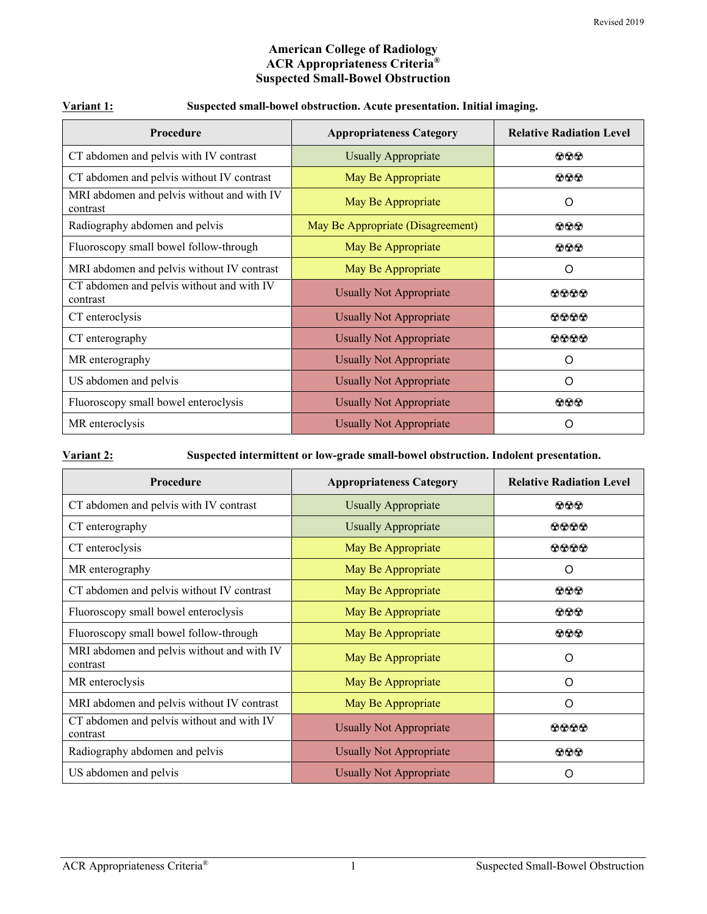Revised 2019

# American College of Radiology
# ACR Appropriateness Criteria®
# Suspected Small-Bowel Obstruction

**Variant 1:** **Suspected small-bowel obstruction. Acute presentation. Initial imaging.**

| Procedure | Appropriateness Category | Relative Radiation Level |
|---|---|---|
| CT abdomen and pelvis with IV contrast | Usually Appropriate | ☢☢☢ |
| CT abdomen and pelvis without IV contrast | May Be Appropriate | ☢☢☢ |
| MRI abdomen and pelvis without and with IV contrast | May Be Appropriate | O |
| Radiography abdomen and pelvis | May Be Appropriate (Disagreement) | ☢☢☢ |
| Fluoroscopy small bowel follow-through | May Be Appropriate | ☢☢☢ |
| MRI abdomen and pelvis without IV contrast | May Be Appropriate | O |
| CT abdomen and pelvis without and with IV contrast | Usually Not Appropriate | ☢☢☢☢ |
| CT enteroclysis | Usually Not Appropriate | ☢☢☢☢ |
| CT enterography | Usually Not Appropriate | ☢☢☢☢ |
| MR enterography | Usually Not Appropriate | O |
| US abdomen and pelvis | Usually Not Appropriate | O |
| Fluoroscopy small bowel enteroclysis | Usually Not Appropriate | ☢☢☢ |
| MR enteroclysis | Usually Not Appropriate | O |

**Variant 2:** **Suspected intermittent or low-grade small-bowel obstruction. Indolent presentation.**

| Procedure | Appropriateness Category | Relative Radiation Level |
|---|---|---|
| CT abdomen and pelvis with IV contrast | Usually Appropriate | ☢☢☢ |
| CT enterography | Usually Appropriate | ☢☢☢☢ |
| CT enteroclysis | May Be Appropriate | ☢☢☢☢ |
| MR enterography | May Be Appropriate | O |
| CT abdomen and pelvis without IV contrast | May Be Appropriate | ☢☢☢ |
| Fluoroscopy small bowel enteroclysis | May Be Appropriate | ☢☢☢ |
| Fluoroscopy small bowel follow-through | May Be Appropriate | ☢☢☢ |
| MRI abdomen and pelvis without and with IV contrast | May Be Appropriate | O |
| MR enteroclysis | May Be Appropriate | O |
| MRI abdomen and pelvis without IV contrast | May Be Appropriate | O |
| CT abdomen and pelvis without and with IV contrast | Usually Not Appropriate | ☢☢☢☢ |
| Radiography abdomen and pelvis | Usually Not Appropriate | ☢☢☢ |
| US abdomen and pelvis | Usually Not Appropriate | O |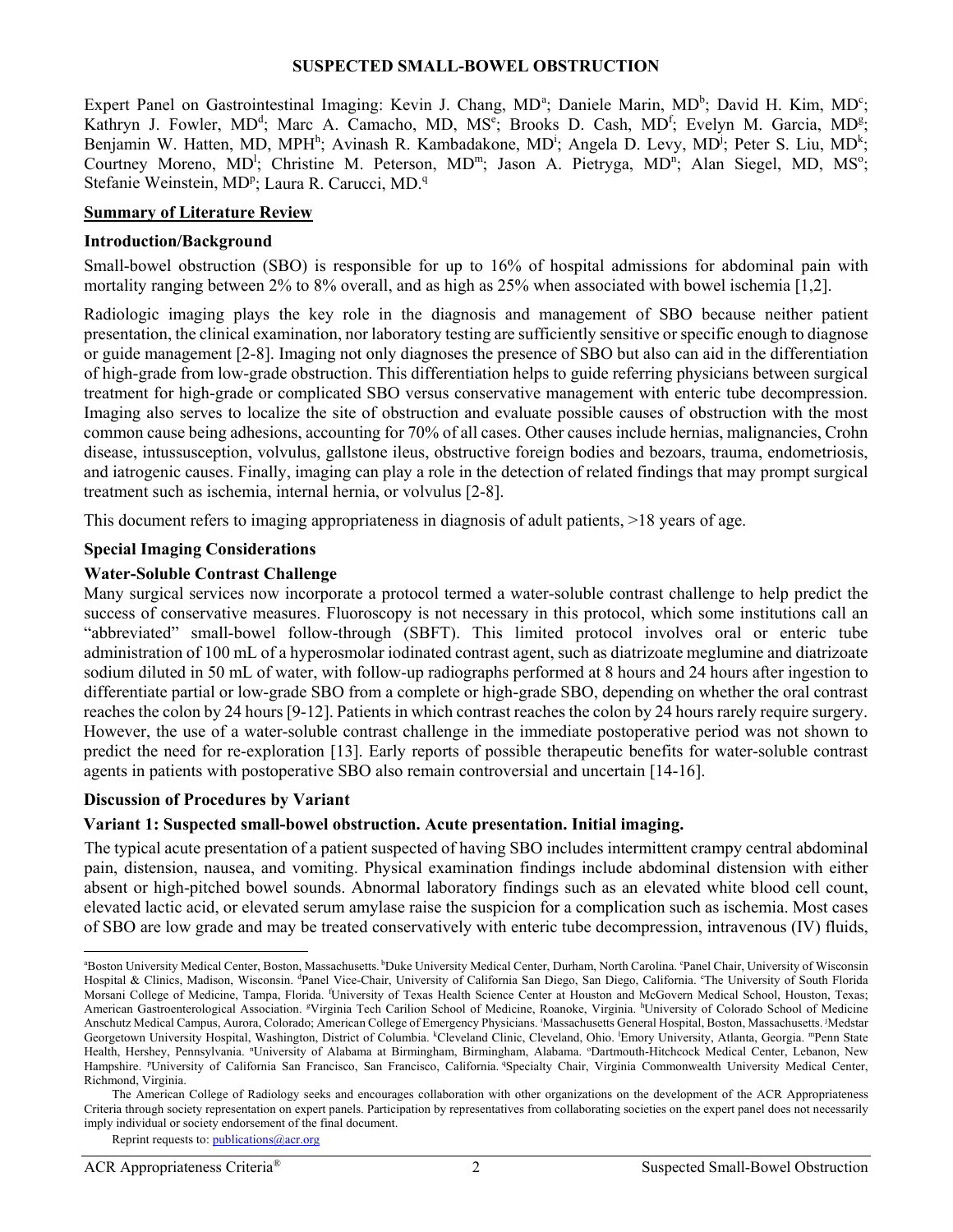**SUSPECTED SMALL-BOWEL OBSTRUCTION**

Expert Panel on Gastrointestinal Imaging: Kevin J. Chang, MD[a]; Daniele Marin, MD[b]; David H. Kim, MD[c]; Kathryn J. Fowler, MD[d]; Marc A. Camacho, MD, MS[e]; Brooks D. Cash, MD[f]; Evelyn M. Garcia, MD[g]; Benjamin W. Hatten, MD, MPH[h]; Avinash R. Kambadakone, MD[i]; Angela D. Levy, MD[j]; Peter S. Liu, MD[k]; Courtney Moreno, MD[l]; Christine M. Peterson, MD[m]; Jason A. Pietryga, MD[n]; Alan Siegel, MD, MS[o]; Stefanie Weinstein, MD[p]; Laura R. Carucci, MD.[q]

## Summary of Literature Review

### Introduction/Background

Small-bowel obstruction (SBO) is responsible for up to 16% of hospital admissions for abdominal pain with mortality ranging between 2% to 8% overall, and as high as 25% when associated with bowel ischemia [1,2].

Radiologic imaging plays the key role in the diagnosis and management of SBO because neither patient presentation, the clinical examination, nor laboratory testing are sufficiently sensitive or specific enough to diagnose or guide management [2-8]. Imaging not only diagnoses the presence of SBO but also can aid in the differentiation of high-grade from low-grade obstruction. This differentiation helps to guide referring physicians between surgical treatment for high-grade or complicated SBO versus conservative management with enteric tube decompression. Imaging also serves to localize the site of obstruction and evaluate possible causes of obstruction with the most common cause being adhesions, accounting for 70% of all cases. Other causes include hernias, malignancies, Crohn disease, intussusception, volvulus, gallstone ileus, obstructive foreign bodies and bezoars, trauma, endometriosis, and iatrogenic causes. Finally, imaging can play a role in the detection of related findings that may prompt surgical treatment such as ischemia, internal hernia, or volvulus [2-8].

This document refers to imaging appropriateness in diagnosis of adult patients, >18 years of age.

### Special Imaging Considerations

### Water-Soluble Contrast Challenge

Many surgical services now incorporate a protocol termed a water-soluble contrast challenge to help predict the success of conservative measures. Fluoroscopy is not necessary in this protocol, which some institutions call an "abbreviated" small-bowel follow-through (SBFT). This limited protocol involves oral or enteric tube administration of 100 mL of a hyperosmolar iodinated contrast agent, such as diatrizoate meglumine and diatrizoate sodium diluted in 50 mL of water, with follow-up radiographs performed at 8 hours and 24 hours after ingestion to differentiate partial or low-grade SBO from a complete or high-grade SBO, depending on whether the oral contrast reaches the colon by 24 hours [9-12]. Patients in which contrast reaches the colon by 24 hours rarely require surgery. However, the use of a water-soluble contrast challenge in the immediate postoperative period was not shown to predict the need for re-exploration [13]. Early reports of possible therapeutic benefits for water-soluble contrast agents in patients with postoperative SBO also remain controversial and uncertain [14-16].

### Discussion of Procedures by Variant

### Variant 1: Suspected small-bowel obstruction. Acute presentation. Initial imaging.

The typical acute presentation of a patient suspected of having SBO includes intermittent crampy central abdominal pain, distension, nausea, and vomiting. Physical examination findings include abdominal distension with either absent or high-pitched bowel sounds. Abnormal laboratory findings such as an elevated white blood cell count, elevated lactic acid, or elevated serum amylase raise the suspicion for a complication such as ischemia. Most cases of SBO are low grade and may be treated conservatively with enteric tube decompression, intravenous (IV) fluids,

---

[a]Boston University Medical Center, Boston, Massachusetts. [b]Duke University Medical Center, Durham, North Carolina. [c]Panel Chair, University of Wisconsin Hospital & Clinics, Madison, Wisconsin. [d]Panel Vice-Chair, University of California San Diego, San Diego, California. [e]The University of South Florida Morsani College of Medicine, Tampa, Florida. [f]University of Texas Health Science Center at Houston and McGovern Medical School, Houston, Texas; American Gastroenterological Association. [g]Virginia Tech Carilion School of Medicine, Roanoke, Virginia. [h]University of Colorado School of Medicine Anschutz Medical Campus, Aurora, Colorado; American College of Emergency Physicians. [i]Massachusetts General Hospital, Boston, Massachusetts. [j]Medstar Georgetown University Hospital, Washington, District of Columbia. [k]Cleveland Clinic, Cleveland, Ohio. [l]Emory University, Atlanta, Georgia. [m]Penn State Health, Hershey, Pennsylvania. [n]University of Alabama at Birmingham, Birmingham, Alabama. [o]Dartmouth-Hitchcock Medical Center, Lebanon, New Hampshire. [p]University of California San Francisco, San Francisco, California. [q]Specialty Chair, Virginia Commonwealth University Medical Center, Richmond, Virginia.

The American College of Radiology seeks and encourages collaboration with other organizations on the development of the ACR Appropriateness Criteria through society representation on expert panels. Participation by representatives from collaborating societies on the expert panel does not necessarily imply individual or society endorsement of the final document.

Reprint requests to: publications@acr.org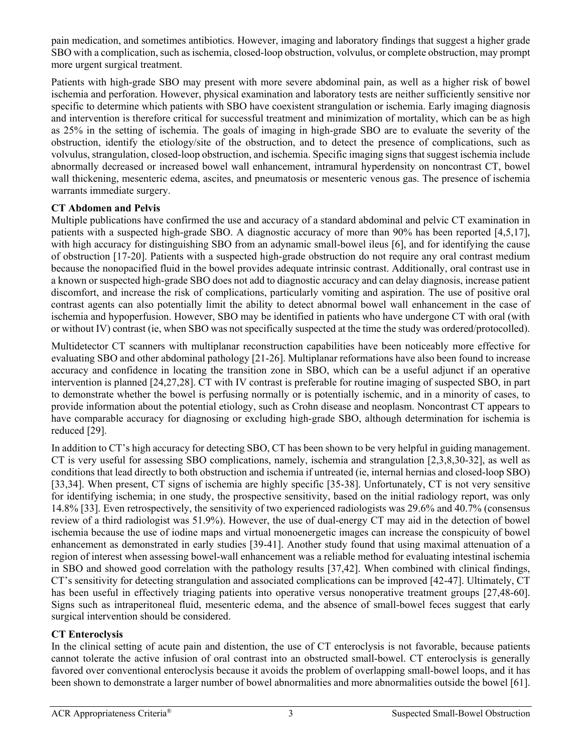pain medication, and sometimes antibiotics. However, imaging and laboratory findings that suggest a higher grade SBO with a complication, such as ischemia, closed-loop obstruction, volvulus, or complete obstruction, may prompt more urgent surgical treatment.

Patients with high-grade SBO may present with more severe abdominal pain, as well as a higher risk of bowel ischemia and perforation. However, physical examination and laboratory tests are neither sufficiently sensitive nor specific to determine which patients with SBO have coexistent strangulation or ischemia. Early imaging diagnosis and intervention is therefore critical for successful treatment and minimization of mortality, which can be as high as 25% in the setting of ischemia. The goals of imaging in high-grade SBO are to evaluate the severity of the obstruction, identify the etiology/site of the obstruction, and to detect the presence of complications, such as volvulus, strangulation, closed-loop obstruction, and ischemia. Specific imaging signs that suggest ischemia include abnormally decreased or increased bowel wall enhancement, intramural hyperdensity on noncontrast CT, bowel wall thickening, mesenteric edema, ascites, and pneumatosis or mesenteric venous gas. The presence of ischemia warrants immediate surgery.

**CT Abdomen and Pelvis**

Multiple publications have confirmed the use and accuracy of a standard abdominal and pelvic CT examination in patients with a suspected high-grade SBO. A diagnostic accuracy of more than 90% has been reported [4,5,17], with high accuracy for distinguishing SBO from an adynamic small-bowel ileus [6], and for identifying the cause of obstruction [17-20]. Patients with a suspected high-grade obstruction do not require any oral contrast medium because the nonopacified fluid in the bowel provides adequate intrinsic contrast. Additionally, oral contrast use in a known or suspected high-grade SBO does not add to diagnostic accuracy and can delay diagnosis, increase patient discomfort, and increase the risk of complications, particularly vomiting and aspiration. The use of positive oral contrast agents can also potentially limit the ability to detect abnormal bowel wall enhancement in the case of ischemia and hypoperfusion. However, SBO may be identified in patients who have undergone CT with oral (with or without IV) contrast (ie, when SBO was not specifically suspected at the time the study was ordered/protocolled).

Multidetector CT scanners with multiplanar reconstruction capabilities have been noticeably more effective for evaluating SBO and other abdominal pathology [21-26]. Multiplanar reformations have also been found to increase accuracy and confidence in locating the transition zone in SBO, which can be a useful adjunct if an operative intervention is planned [24,27,28]. CT with IV contrast is preferable for routine imaging of suspected SBO, in part to demonstrate whether the bowel is perfusing normally or is potentially ischemic, and in a minority of cases, to provide information about the potential etiology, such as Crohn disease and neoplasm. Noncontrast CT appears to have comparable accuracy for diagnosing or excluding high-grade SBO, although determination for ischemia is reduced [29].

In addition to CT's high accuracy for detecting SBO, CT has been shown to be very helpful in guiding management. CT is very useful for assessing SBO complications, namely, ischemia and strangulation [2,3,8,30-32], as well as conditions that lead directly to both obstruction and ischemia if untreated (ie, internal hernias and closed-loop SBO) [33,34]. When present, CT signs of ischemia are highly specific [35-38]. Unfortunately, CT is not very sensitive for identifying ischemia; in one study, the prospective sensitivity, based on the initial radiology report, was only 14.8% [33]. Even retrospectively, the sensitivity of two experienced radiologists was 29.6% and 40.7% (consensus review of a third radiologist was 51.9%). However, the use of dual-energy CT may aid in the detection of bowel ischemia because the use of iodine maps and virtual monoenergetic images can increase the conspicuity of bowel enhancement as demonstrated in early studies [39-41]. Another study found that using maximal attenuation of a region of interest when assessing bowel-wall enhancement was a reliable method for evaluating intestinal ischemia in SBO and showed good correlation with the pathology results [37,42]. When combined with clinical findings, CT's sensitivity for detecting strangulation and associated complications can be improved [42-47]. Ultimately, CT has been useful in effectively triaging patients into operative versus nonoperative treatment groups [27,48-60]. Signs such as intraperitoneal fluid, mesenteric edema, and the absence of small-bowel feces suggest that early surgical intervention should be considered.

**CT Enteroclysis**

In the clinical setting of acute pain and distention, the use of CT enteroclysis is not favorable, because patients cannot tolerate the active infusion of oral contrast into an obstructed small-bowel. CT enteroclysis is generally favored over conventional enteroclysis because it avoids the problem of overlapping small-bowel loops, and it has been shown to demonstrate a larger number of bowel abnormalities and more abnormalities outside the bowel [61].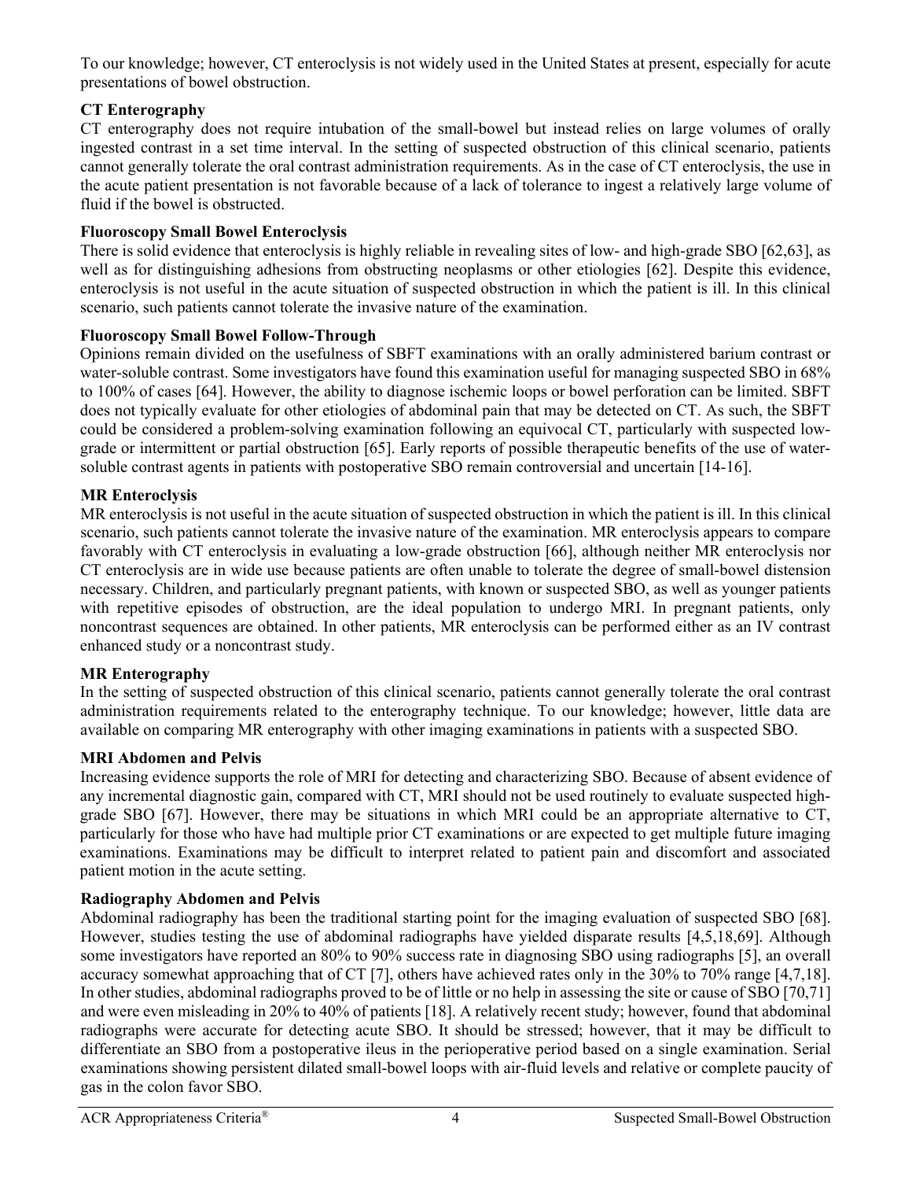To our knowledge; however, CT enteroclysis is not widely used in the United States at present, especially for acute presentations of bowel obstruction.

### CT Enterography

CT enterography does not require intubation of the small-bowel but instead relies on large volumes of orally ingested contrast in a set time interval. In the setting of suspected obstruction of this clinical scenario, patients cannot generally tolerate the oral contrast administration requirements. As in the case of CT enteroclysis, the use in the acute patient presentation is not favorable because of a lack of tolerance to ingest a relatively large volume of fluid if the bowel is obstructed.

### Fluoroscopy Small Bowel Enteroclysis

There is solid evidence that enteroclysis is highly reliable in revealing sites of low- and high-grade SBO [62,63], as well as for distinguishing adhesions from obstructing neoplasms or other etiologies [62]. Despite this evidence, enteroclysis is not useful in the acute situation of suspected obstruction in which the patient is ill. In this clinical scenario, such patients cannot tolerate the invasive nature of the examination.

### Fluoroscopy Small Bowel Follow-Through

Opinions remain divided on the usefulness of SBFT examinations with an orally administered barium contrast or water-soluble contrast. Some investigators have found this examination useful for managing suspected SBO in 68% to 100% of cases [64]. However, the ability to diagnose ischemic loops or bowel perforation can be limited. SBFT does not typically evaluate for other etiologies of abdominal pain that may be detected on CT. As such, the SBFT could be considered a problem-solving examination following an equivocal CT, particularly with suspected low-grade or intermittent or partial obstruction [65]. Early reports of possible therapeutic benefits of the use of water-soluble contrast agents in patients with postoperative SBO remain controversial and uncertain [14-16].

### MR Enteroclysis

MR enteroclysis is not useful in the acute situation of suspected obstruction in which the patient is ill. In this clinical scenario, such patients cannot tolerate the invasive nature of the examination. MR enteroclysis appears to compare favorably with CT enteroclysis in evaluating a low-grade obstruction [66], although neither MR enteroclysis nor CT enteroclysis are in wide use because patients are often unable to tolerate the degree of small-bowel distension necessary. Children, and particularly pregnant patients, with known or suspected SBO, as well as younger patients with repetitive episodes of obstruction, are the ideal population to undergo MRI. In pregnant patients, only noncontrast sequences are obtained. In other patients, MR enteroclysis can be performed either as an IV contrast enhanced study or a noncontrast study.

### MR Enterography

In the setting of suspected obstruction of this clinical scenario, patients cannot generally tolerate the oral contrast administration requirements related to the enterography technique. To our knowledge; however, little data are available on comparing MR enterography with other imaging examinations in patients with a suspected SBO.

### MRI Abdomen and Pelvis

Increasing evidence supports the role of MRI for detecting and characterizing SBO. Because of absent evidence of any incremental diagnostic gain, compared with CT, MRI should not be used routinely to evaluate suspected high-grade SBO [67]. However, there may be situations in which MRI could be an appropriate alternative to CT, particularly for those who have had multiple prior CT examinations or are expected to get multiple future imaging examinations. Examinations may be difficult to interpret related to patient pain and discomfort and associated patient motion in the acute setting.

### Radiography Abdomen and Pelvis

Abdominal radiography has been the traditional starting point for the imaging evaluation of suspected SBO [68]. However, studies testing the use of abdominal radiographs have yielded disparate results [4,5,18,69]. Although some investigators have reported an 80% to 90% success rate in diagnosing SBO using radiographs [5], an overall accuracy somewhat approaching that of CT [7], others have achieved rates only in the 30% to 70% range [4,7,18]. In other studies, abdominal radiographs proved to be of little or no help in assessing the site or cause of SBO [70,71] and were even misleading in 20% to 40% of patients [18]. A relatively recent study; however, found that abdominal radiographs were accurate for detecting acute SBO. It should be stressed; however, that it may be difficult to differentiate an SBO from a postoperative ileus in the perioperative period based on a single examination. Serial examinations showing persistent dilated small-bowel loops with air-fluid levels and relative or complete paucity of gas in the colon favor SBO.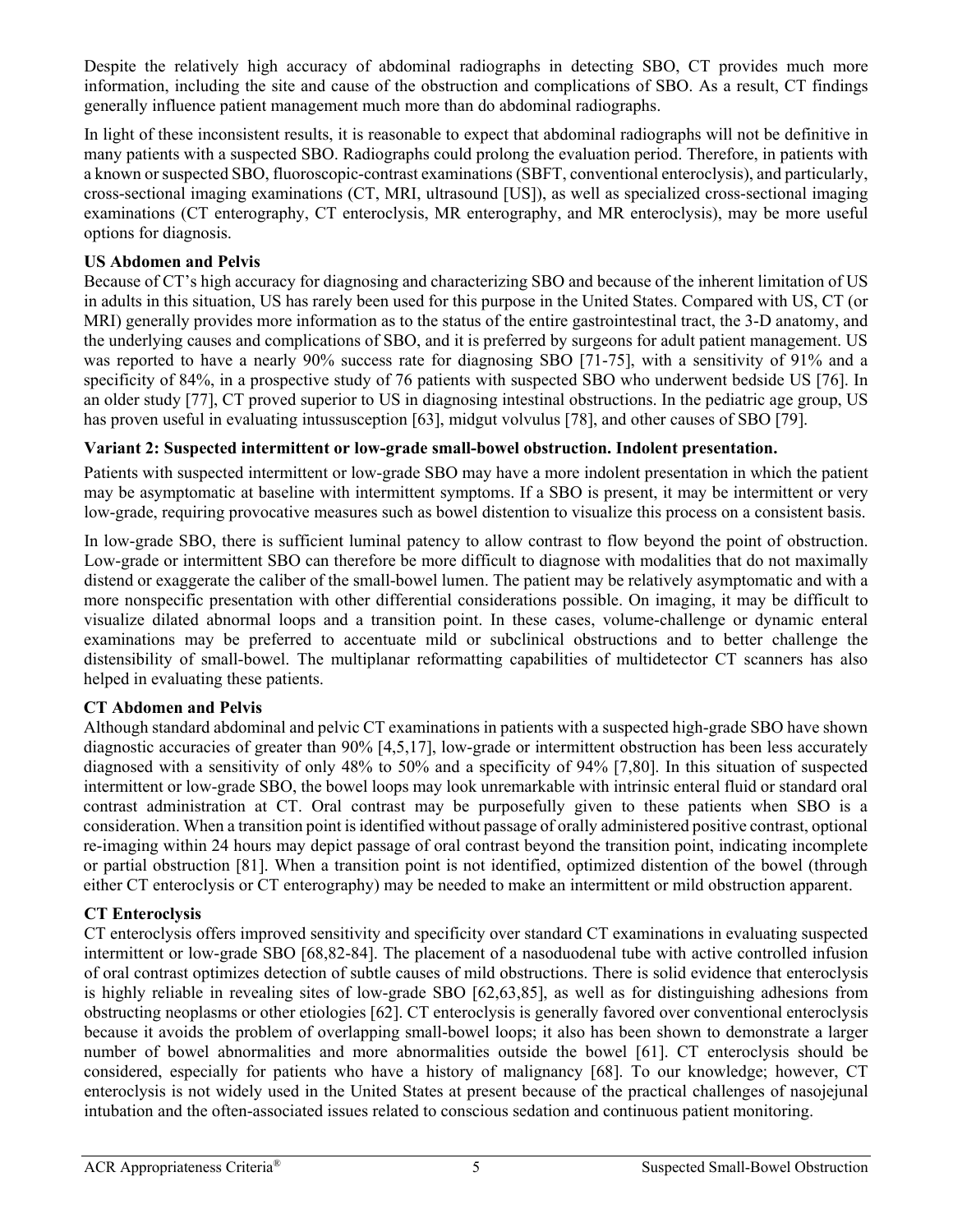Despite the relatively high accuracy of abdominal radiographs in detecting SBO, CT provides much more information, including the site and cause of the obstruction and complications of SBO. As a result, CT findings generally influence patient management much more than do abdominal radiographs.

In light of these inconsistent results, it is reasonable to expect that abdominal radiographs will not be definitive in many patients with a suspected SBO. Radiographs could prolong the evaluation period. Therefore, in patients with a known or suspected SBO, fluoroscopic-contrast examinations (SBFT, conventional enteroclysis), and particularly, cross-sectional imaging examinations (CT, MRI, ultrasound [US]), as well as specialized cross-sectional imaging examinations (CT enterography, CT enteroclysis, MR enterography, and MR enteroclysis), may be more useful options for diagnosis.

**US Abdomen and Pelvis**

Because of CT's high accuracy for diagnosing and characterizing SBO and because of the inherent limitation of US in adults in this situation, US has rarely been used for this purpose in the United States. Compared with US, CT (or MRI) generally provides more information as to the status of the entire gastrointestinal tract, the 3-D anatomy, and the underlying causes and complications of SBO, and it is preferred by surgeons for adult patient management. US was reported to have a nearly 90% success rate for diagnosing SBO [71-75], with a sensitivity of 91% and a specificity of 84%, in a prospective study of 76 patients with suspected SBO who underwent bedside US [76]. In an older study [77], CT proved superior to US in diagnosing intestinal obstructions. In the pediatric age group, US has proven useful in evaluating intussusception [63], midgut volvulus [78], and other causes of SBO [79].

**Variant 2: Suspected intermittent or low-grade small-bowel obstruction. Indolent presentation.**

Patients with suspected intermittent or low-grade SBO may have a more indolent presentation in which the patient may be asymptomatic at baseline with intermittent symptoms. If a SBO is present, it may be intermittent or very low-grade, requiring provocative measures such as bowel distention to visualize this process on a consistent basis.

In low-grade SBO, there is sufficient luminal patency to allow contrast to flow beyond the point of obstruction. Low-grade or intermittent SBO can therefore be more difficult to diagnose with modalities that do not maximally distend or exaggerate the caliber of the small-bowel lumen. The patient may be relatively asymptomatic and with a more nonspecific presentation with other differential considerations possible. On imaging, it may be difficult to visualize dilated abnormal loops and a transition point. In these cases, volume-challenge or dynamic enteral examinations may be preferred to accentuate mild or subclinical obstructions and to better challenge the distensibility of small-bowel. The multiplanar reformatting capabilities of multidetector CT scanners has also helped in evaluating these patients.

**CT Abdomen and Pelvis**

Although standard abdominal and pelvic CT examinations in patients with a suspected high-grade SBO have shown diagnostic accuracies of greater than 90% [4,5,17], low-grade or intermittent obstruction has been less accurately diagnosed with a sensitivity of only 48% to 50% and a specificity of 94% [7,80]. In this situation of suspected intermittent or low-grade SBO, the bowel loops may look unremarkable with intrinsic enteral fluid or standard oral contrast administration at CT. Oral contrast may be purposefully given to these patients when SBO is a consideration. When a transition point is identified without passage of orally administered positive contrast, optional re-imaging within 24 hours may depict passage of oral contrast beyond the transition point, indicating incomplete or partial obstruction [81]. When a transition point is not identified, optimized distention of the bowel (through either CT enteroclysis or CT enterography) may be needed to make an intermittent or mild obstruction apparent.

**CT Enteroclysis**

CT enteroclysis offers improved sensitivity and specificity over standard CT examinations in evaluating suspected intermittent or low-grade SBO [68,82-84]. The placement of a nasoduodenal tube with active controlled infusion of oral contrast optimizes detection of subtle causes of mild obstructions. There is solid evidence that enteroclysis is highly reliable in revealing sites of low-grade SBO [62,63,85], as well as for distinguishing adhesions from obstructing neoplasms or other etiologies [62]. CT enteroclysis is generally favored over conventional enteroclysis because it avoids the problem of overlapping small-bowel loops; it also has been shown to demonstrate a larger number of bowel abnormalities and more abnormalities outside the bowel [61]. CT enteroclysis should be considered, especially for patients who have a history of malignancy [68]. To our knowledge; however, CT enteroclysis is not widely used in the United States at present because of the practical challenges of nasojejunal intubation and the often-associated issues related to conscious sedation and continuous patient monitoring.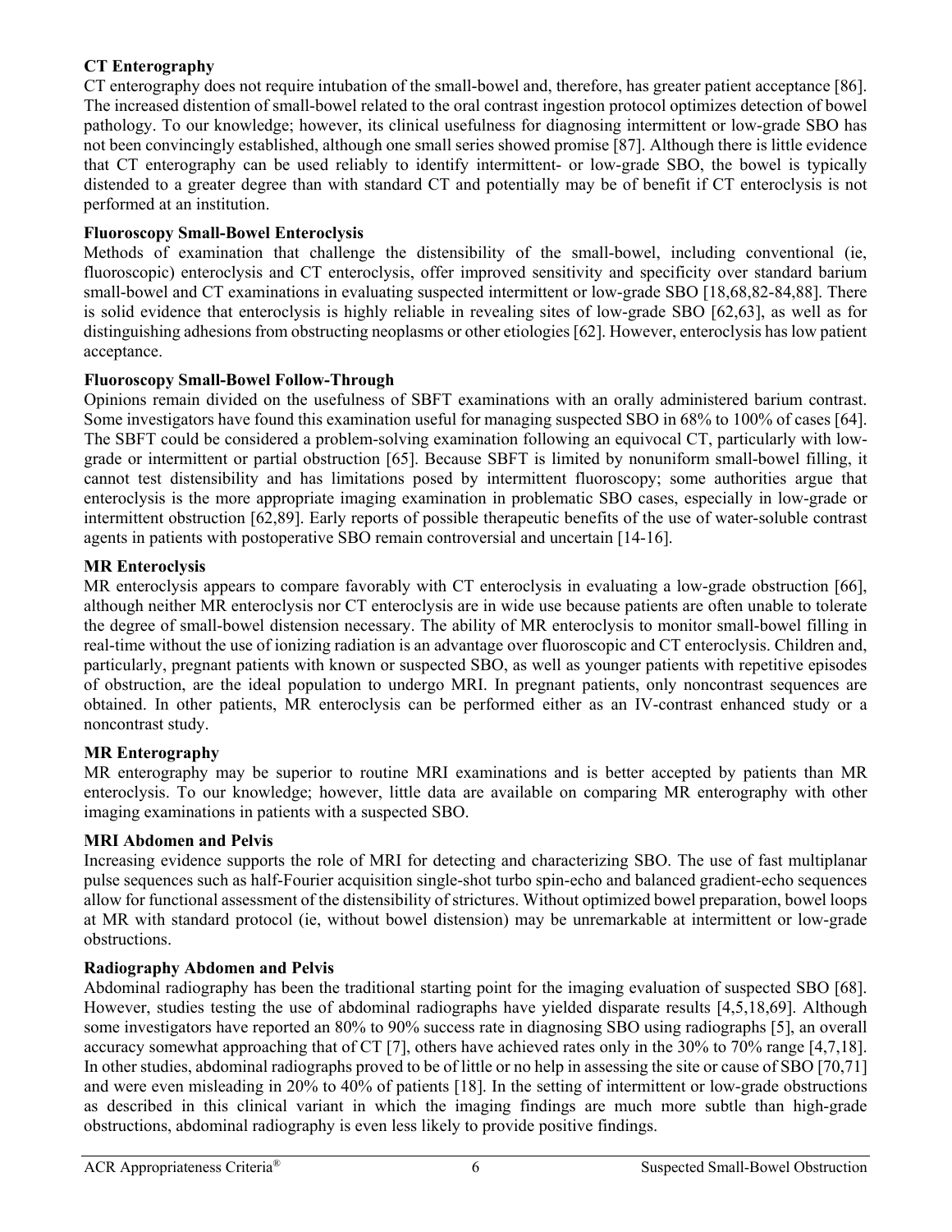**CT Enterography**

CT enterography does not require intubation of the small-bowel and, therefore, has greater patient acceptance [86]. The increased distention of small-bowel related to the oral contrast ingestion protocol optimizes detection of bowel pathology. To our knowledge; however, its clinical usefulness for diagnosing intermittent or low-grade SBO has not been convincingly established, although one small series showed promise [87]. Although there is little evidence that CT enterography can be used reliably to identify intermittent- or low-grade SBO, the bowel is typically distended to a greater degree than with standard CT and potentially may be of benefit if CT enteroclysis is not performed at an institution.

**Fluoroscopy Small-Bowel Enteroclysis**

Methods of examination that challenge the distensibility of the small-bowel, including conventional (ie, fluoroscopic) enteroclysis and CT enteroclysis, offer improved sensitivity and specificity over standard barium small-bowel and CT examinations in evaluating suspected intermittent or low-grade SBO [18,68,82-84,88]. There is solid evidence that enteroclysis is highly reliable in revealing sites of low-grade SBO [62,63], as well as for distinguishing adhesions from obstructing neoplasms or other etiologies [62]. However, enteroclysis has low patient acceptance.

**Fluoroscopy Small-Bowel Follow-Through**

Opinions remain divided on the usefulness of SBFT examinations with an orally administered barium contrast. Some investigators have found this examination useful for managing suspected SBO in 68% to 100% of cases [64]. The SBFT could be considered a problem-solving examination following an equivocal CT, particularly with low-grade or intermittent or partial obstruction [65]. Because SBFT is limited by nonuniform small-bowel filling, it cannot test distensibility and has limitations posed by intermittent fluoroscopy; some authorities argue that enteroclysis is the more appropriate imaging examination in problematic SBO cases, especially in low-grade or intermittent obstruction [62,89]. Early reports of possible therapeutic benefits of the use of water-soluble contrast agents in patients with postoperative SBO remain controversial and uncertain [14-16].

**MR Enteroclysis**

MR enteroclysis appears to compare favorably with CT enteroclysis in evaluating a low-grade obstruction [66], although neither MR enteroclysis nor CT enteroclysis are in wide use because patients are often unable to tolerate the degree of small-bowel distension necessary. The ability of MR enteroclysis to monitor small-bowel filling in real-time without the use of ionizing radiation is an advantage over fluoroscopic and CT enteroclysis. Children and, particularly, pregnant patients with known or suspected SBO, as well as younger patients with repetitive episodes of obstruction, are the ideal population to undergo MRI. In pregnant patients, only noncontrast sequences are obtained. In other patients, MR enteroclysis can be performed either as an IV-contrast enhanced study or a noncontrast study.

**MR Enterography**

MR enterography may be superior to routine MRI examinations and is better accepted by patients than MR enteroclysis. To our knowledge; however, little data are available on comparing MR enterography with other imaging examinations in patients with a suspected SBO.

**MRI Abdomen and Pelvis**

Increasing evidence supports the role of MRI for detecting and characterizing SBO. The use of fast multiplanar pulse sequences such as half-Fourier acquisition single-shot turbo spin-echo and balanced gradient-echo sequences allow for functional assessment of the distensibility of strictures. Without optimized bowel preparation, bowel loops at MR with standard protocol (ie, without bowel distension) may be unremarkable at intermittent or low-grade obstructions.

**Radiography Abdomen and Pelvis**

Abdominal radiography has been the traditional starting point for the imaging evaluation of suspected SBO [68]. However, studies testing the use of abdominal radiographs have yielded disparate results [4,5,18,69]. Although some investigators have reported an 80% to 90% success rate in diagnosing SBO using radiographs [5], an overall accuracy somewhat approaching that of CT [7], others have achieved rates only in the 30% to 70% range [4,7,18]. In other studies, abdominal radiographs proved to be of little or no help in assessing the site or cause of SBO [70,71] and were even misleading in 20% to 40% of patients [18]. In the setting of intermittent or low-grade obstructions as described in this clinical variant in which the imaging findings are much more subtle than high-grade obstructions, abdominal radiography is even less likely to provide positive findings.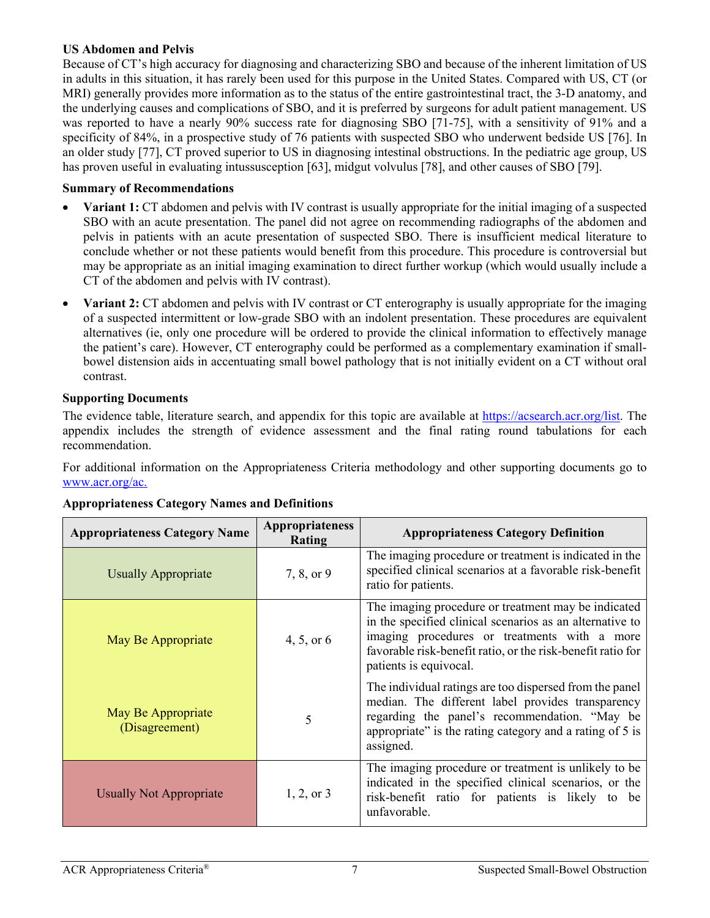**US Abdomen and Pelvis**

Because of CT's high accuracy for diagnosing and characterizing SBO and because of the inherent limitation of US in adults in this situation, it has rarely been used for this purpose in the United States. Compared with US, CT (or MRI) generally provides more information as to the status of the entire gastrointestinal tract, the 3-D anatomy, and the underlying causes and complications of SBO, and it is preferred by surgeons for adult patient management. US was reported to have a nearly 90% success rate for diagnosing SBO [71-75], with a sensitivity of 91% and a specificity of 84%, in a prospective study of 76 patients with suspected SBO who underwent bedside US [76]. In an older study [77], CT proved superior to US in diagnosing intestinal obstructions. In the pediatric age group, US has proven useful in evaluating intussusception [63], midgut volvulus [78], and other causes of SBO [79].

**Summary of Recommendations**

- **Variant 1:** CT abdomen and pelvis with IV contrast is usually appropriate for the initial imaging of a suspected SBO with an acute presentation. The panel did not agree on recommending radiographs of the abdomen and pelvis in patients with an acute presentation of suspected SBO. There is insufficient medical literature to conclude whether or not these patients would benefit from this procedure. This procedure is controversial but may be appropriate as an initial imaging examination to direct further workup (which would usually include a CT of the abdomen and pelvis with IV contrast).
- **Variant 2:** CT abdomen and pelvis with IV contrast or CT enterography is usually appropriate for the imaging of a suspected intermittent or low-grade SBO with an indolent presentation. These procedures are equivalent alternatives (ie, only one procedure will be ordered to provide the clinical information to effectively manage the patient's care). However, CT enterography could be performed as a complementary examination if small-bowel distension aids in accentuating small bowel pathology that is not initially evident on a CT without oral contrast.

**Supporting Documents**

The evidence table, literature search, and appendix for this topic are available at https://acsearch.acr.org/list. The appendix includes the strength of evidence assessment and the final rating round tabulations for each recommendation.

For additional information on the Appropriateness Criteria methodology and other supporting documents go to www.acr.org/ac.

**Appropriateness Category Names and Definitions**

| Appropriateness Category Name | Appropriateness Rating | Appropriateness Category Definition |
|---|---|---|
| Usually Appropriate | 7, 8, or 9 | The imaging procedure or treatment is indicated in the specified clinical scenarios at a favorable risk-benefit ratio for patients. |
| May Be Appropriate | 4, 5, or 6 | The imaging procedure or treatment may be indicated in the specified clinical scenarios as an alternative to imaging procedures or treatments with a more favorable risk-benefit ratio, or the risk-benefit ratio for patients is equivocal. |
| May Be Appropriate (Disagreement) | 5 | The individual ratings are too dispersed from the panel median. The different label provides transparency regarding the panel's recommendation. "May be appropriate" is the rating category and a rating of 5 is assigned. |
| Usually Not Appropriate | 1, 2, or 3 | The imaging procedure or treatment is unlikely to be indicated in the specified clinical scenarios, or the risk-benefit ratio for patients is likely to be unfavorable. |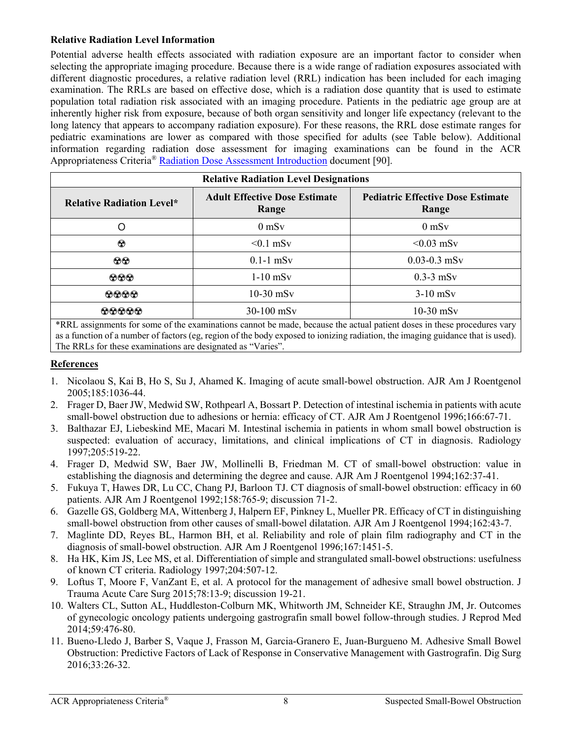**Relative Radiation Level Information**

Potential adverse health effects associated with radiation exposure are an important factor to consider when selecting the appropriate imaging procedure. Because there is a wide range of radiation exposures associated with different diagnostic procedures, a relative radiation level (RRL) indication has been included for each imaging examination. The RRLs are based on effective dose, which is a radiation dose quantity that is used to estimate population total radiation risk associated with an imaging procedure. Patients in the pediatric age group are at inherently higher risk from exposure, because of both organ sensitivity and longer life expectancy (relevant to the long latency that appears to accompany radiation exposure). For these reasons, the RRL dose estimate ranges for pediatric examinations are lower as compared with those specified for adults (see Table below). Additional information regarding radiation dose assessment for imaging examinations can be found in the ACR Appropriateness Criteria® Radiation Dose Assessment Introduction document [90].

| Relative Radiation Level Designations | | |
|---|---|---|
| **Relative Radiation Level*** | **Adult Effective Dose Estimate Range** | **Pediatric Effective Dose Estimate Range** |
| O | 0 mSv | 0 mSv |
| ☢ | <0.1 mSv | <0.03 mSv |
| ☢☢ | 0.1-1 mSv | 0.03-0.3 mSv |
| ☢☢☢ | 1-10 mSv | 0.3-3 mSv |
| ☢☢☢☢ | 10-30 mSv | 3-10 mSv |
| ☢☢☢☢☢ | 30-100 mSv | 10-30 mSv |

*RRL assignments for some of the examinations cannot be made, because the actual patient doses in these procedures vary as a function of a number of factors (eg, region of the body exposed to ionizing radiation, the imaging guidance that is used). The RRLs for these examinations are designated as "Varies".

**References**

1. Nicolaou S, Kai B, Ho S, Su J, Ahamed K. Imaging of acute small-bowel obstruction. AJR Am J Roentgenol 2005;185:1036-44.
2. Frager D, Baer JW, Medwid SW, Rothpearl A, Bossart P. Detection of intestinal ischemia in patients with acute small-bowel obstruction due to adhesions or hernia: efficacy of CT. AJR Am J Roentgenol 1996;166:67-71.
3. Balthazar EJ, Liebeskind ME, Macari M. Intestinal ischemia in patients in whom small bowel obstruction is suspected: evaluation of accuracy, limitations, and clinical implications of CT in diagnosis. Radiology 1997;205:519-22.
4. Frager D, Medwid SW, Baer JW, Mollinelli B, Friedman M. CT of small-bowel obstruction: value in establishing the diagnosis and determining the degree and cause. AJR Am J Roentgenol 1994;162:37-41.
5. Fukuya T, Hawes DR, Lu CC, Chang PJ, Barloon TJ. CT diagnosis of small-bowel obstruction: efficacy in 60 patients. AJR Am J Roentgenol 1992;158:765-9; discussion 71-2.
6. Gazelle GS, Goldberg MA, Wittenberg J, Halpern EF, Pinkney L, Mueller PR. Efficacy of CT in distinguishing small-bowel obstruction from other causes of small-bowel dilatation. AJR Am J Roentgenol 1994;162:43-7.
7. Maglinte DD, Reyes BL, Harmon BH, et al. Reliability and role of plain film radiography and CT in the diagnosis of small-bowel obstruction. AJR Am J Roentgenol 1996;167:1451-5.
8. Ha HK, Kim JS, Lee MS, et al. Differentiation of simple and strangulated small-bowel obstructions: usefulness of known CT criteria. Radiology 1997;204:507-12.
9. Loftus T, Moore F, VanZant E, et al. A protocol for the management of adhesive small bowel obstruction. J Trauma Acute Care Surg 2015;78:13-9; discussion 19-21.
10. Walters CL, Sutton AL, Huddleston-Colburn MK, Whitworth JM, Schneider KE, Straughn JM, Jr. Outcomes of gynecologic oncology patients undergoing gastrografin small bowel follow-through studies. J Reprod Med 2014;59:476-80.
11. Bueno-Lledo J, Barber S, Vaque J, Frasson M, Garcia-Granero E, Juan-Burgueno M. Adhesive Small Bowel Obstruction: Predictive Factors of Lack of Response in Conservative Management with Gastrografin. Dig Surg 2016;33:26-32.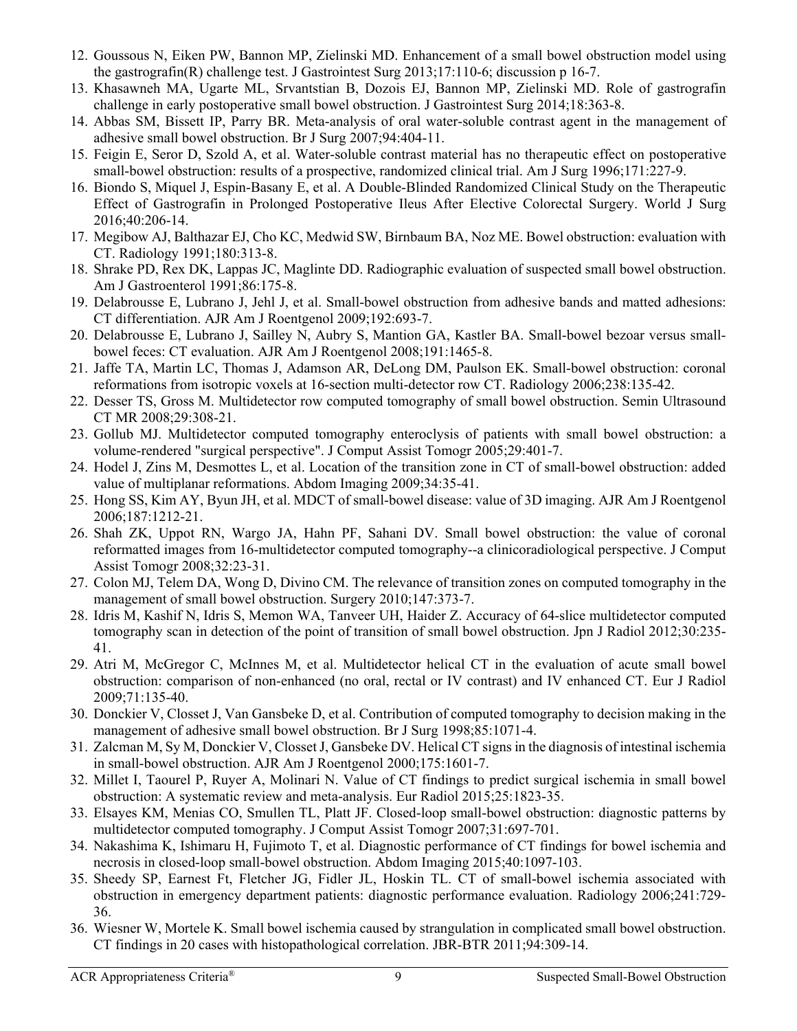12. Goussous N, Eiken PW, Bannon MP, Zielinski MD. Enhancement of a small bowel obstruction model using the gastrografin(R) challenge test. J Gastrointest Surg 2013;17:110-6; discussion p 16-7.
13. Khasawneh MA, Ugarte ML, Srvantstian B, Dozois EJ, Bannon MP, Zielinski MD. Role of gastrografin challenge in early postoperative small bowel obstruction. J Gastrointest Surg 2014;18:363-8.
14. Abbas SM, Bissett IP, Parry BR. Meta-analysis of oral water-soluble contrast agent in the management of adhesive small bowel obstruction. Br J Surg 2007;94:404-11.
15. Feigin E, Seror D, Szold A, et al. Water-soluble contrast material has no therapeutic effect on postoperative small-bowel obstruction: results of a prospective, randomized clinical trial. Am J Surg 1996;171:227-9.
16. Biondo S, Miquel J, Espin-Basany E, et al. A Double-Blinded Randomized Clinical Study on the Therapeutic Effect of Gastrografin in Prolonged Postoperative Ileus After Elective Colorectal Surgery. World J Surg 2016;40:206-14.
17. Megibow AJ, Balthazar EJ, Cho KC, Medwid SW, Birnbaum BA, Noz ME. Bowel obstruction: evaluation with CT. Radiology 1991;180:313-8.
18. Shrake PD, Rex DK, Lappas JC, Maglinte DD. Radiographic evaluation of suspected small bowel obstruction. Am J Gastroenterol 1991;86:175-8.
19. Delabrousse E, Lubrano J, Jehl J, et al. Small-bowel obstruction from adhesive bands and matted adhesions: CT differentiation. AJR Am J Roentgenol 2009;192:693-7.
20. Delabrousse E, Lubrano J, Sailley N, Aubry S, Mantion GA, Kastler BA. Small-bowel bezoar versus small-bowel feces: CT evaluation. AJR Am J Roentgenol 2008;191:1465-8.
21. Jaffe TA, Martin LC, Thomas J, Adamson AR, DeLong DM, Paulson EK. Small-bowel obstruction: coronal reformations from isotropic voxels at 16-section multi-detector row CT. Radiology 2006;238:135-42.
22. Desser TS, Gross M. Multidetector row computed tomography of small bowel obstruction. Semin Ultrasound CT MR 2008;29:308-21.
23. Gollub MJ. Multidetector computed tomography enteroclysis of patients with small bowel obstruction: a volume-rendered "surgical perspective". J Comput Assist Tomogr 2005;29:401-7.
24. Hodel J, Zins M, Desmottes L, et al. Location of the transition zone in CT of small-bowel obstruction: added value of multiplanar reformations. Abdom Imaging 2009;34:35-41.
25. Hong SS, Kim AY, Byun JH, et al. MDCT of small-bowel disease: value of 3D imaging. AJR Am J Roentgenol 2006;187:1212-21.
26. Shah ZK, Uppot RN, Wargo JA, Hahn PF, Sahani DV. Small bowel obstruction: the value of coronal reformatted images from 16-multidetector computed tomography--a clinicoradiological perspective. J Comput Assist Tomogr 2008;32:23-31.
27. Colon MJ, Telem DA, Wong D, Divino CM. The relevance of transition zones on computed tomography in the management of small bowel obstruction. Surgery 2010;147:373-7.
28. Idris M, Kashif N, Idris S, Memon WA, Tanveer UH, Haider Z. Accuracy of 64-slice multidetector computed tomography scan in detection of the point of transition of small bowel obstruction. Jpn J Radiol 2012;30:235-41.
29. Atri M, McGregor C, McInnes M, et al. Multidetector helical CT in the evaluation of acute small bowel obstruction: comparison of non-enhanced (no oral, rectal or IV contrast) and IV enhanced CT. Eur J Radiol 2009;71:135-40.
30. Donckier V, Closset J, Van Gansbeke D, et al. Contribution of computed tomography to decision making in the management of adhesive small bowel obstruction. Br J Surg 1998;85:1071-4.
31. Zalcman M, Sy M, Donckier V, Closset J, Gansbeke DV. Helical CT signs in the diagnosis of intestinal ischemia in small-bowel obstruction. AJR Am J Roentgenol 2000;175:1601-7.
32. Millet I, Taourel P, Ruyer A, Molinari N. Value of CT findings to predict surgical ischemia in small bowel obstruction: A systematic review and meta-analysis. Eur Radiol 2015;25:1823-35.
33. Elsayes KM, Menias CO, Smullen TL, Platt JF. Closed-loop small-bowel obstruction: diagnostic patterns by multidetector computed tomography. J Comput Assist Tomogr 2007;31:697-701.
34. Nakashima K, Ishimaru H, Fujimoto T, et al. Diagnostic performance of CT findings for bowel ischemia and necrosis in closed-loop small-bowel obstruction. Abdom Imaging 2015;40:1097-103.
35. Sheedy SP, Earnest Ft, Fletcher JG, Fidler JL, Hoskin TL. CT of small-bowel ischemia associated with obstruction in emergency department patients: diagnostic performance evaluation. Radiology 2006;241:729-36.
36. Wiesner W, Mortele K. Small bowel ischemia caused by strangulation in complicated small bowel obstruction. CT findings in 20 cases with histopathological correlation. JBR-BTR 2011;94:309-14.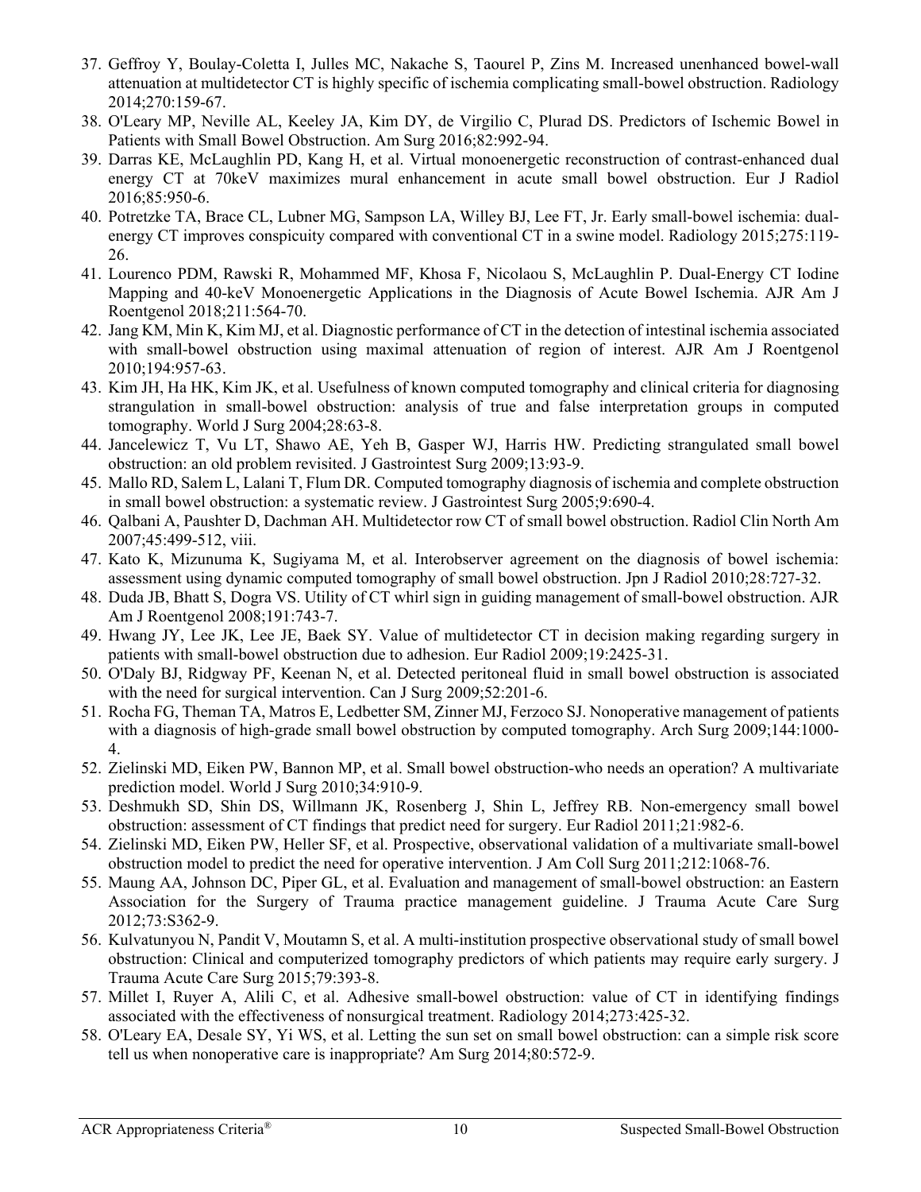37. Geffroy Y, Boulay-Coletta I, Julles MC, Nakache S, Taourel P, Zins M. Increased unenhanced bowel-wall attenuation at multidetector CT is highly specific of ischemia complicating small-bowel obstruction. Radiology 2014;270:159-67.
38. O'Leary MP, Neville AL, Keeley JA, Kim DY, de Virgilio C, Plurad DS. Predictors of Ischemic Bowel in Patients with Small Bowel Obstruction. Am Surg 2016;82:992-94.
39. Darras KE, McLaughlin PD, Kang H, et al. Virtual monoenergetic reconstruction of contrast-enhanced dual energy CT at 70keV maximizes mural enhancement in acute small bowel obstruction. Eur J Radiol 2016;85:950-6.
40. Potretzke TA, Brace CL, Lubner MG, Sampson LA, Willey BJ, Lee FT, Jr. Early small-bowel ischemia: dual-energy CT improves conspicuity compared with conventional CT in a swine model. Radiology 2015;275:119-26.
41. Lourenco PDM, Rawski R, Mohammed MF, Khosa F, Nicolaou S, McLaughlin P. Dual-Energy CT Iodine Mapping and 40-keV Monoenergetic Applications in the Diagnosis of Acute Bowel Ischemia. AJR Am J Roentgenol 2018;211:564-70.
42. Jang KM, Min K, Kim MJ, et al. Diagnostic performance of CT in the detection of intestinal ischemia associated with small-bowel obstruction using maximal attenuation of region of interest. AJR Am J Roentgenol 2010;194:957-63.
43. Kim JH, Ha HK, Kim JK, et al. Usefulness of known computed tomography and clinical criteria for diagnosing strangulation in small-bowel obstruction: analysis of true and false interpretation groups in computed tomography. World J Surg 2004;28:63-8.
44. Jancelewicz T, Vu LT, Shawo AE, Yeh B, Gasper WJ, Harris HW. Predicting strangulated small bowel obstruction: an old problem revisited. J Gastrointest Surg 2009;13:93-9.
45. Mallo RD, Salem L, Lalani T, Flum DR. Computed tomography diagnosis of ischemia and complete obstruction in small bowel obstruction: a systematic review. J Gastrointest Surg 2005;9:690-4.
46. Qalbani A, Paushter D, Dachman AH. Multidetector row CT of small bowel obstruction. Radiol Clin North Am 2007;45:499-512, viii.
47. Kato K, Mizunuma K, Sugiyama M, et al. Interobserver agreement on the diagnosis of bowel ischemia: assessment using dynamic computed tomography of small bowel obstruction. Jpn J Radiol 2010;28:727-32.
48. Duda JB, Bhatt S, Dogra VS. Utility of CT whirl sign in guiding management of small-bowel obstruction. AJR Am J Roentgenol 2008;191:743-7.
49. Hwang JY, Lee JK, Lee JE, Baek SY. Value of multidetector CT in decision making regarding surgery in patients with small-bowel obstruction due to adhesion. Eur Radiol 2009;19:2425-31.
50. O'Daly BJ, Ridgway PF, Keenan N, et al. Detected peritoneal fluid in small bowel obstruction is associated with the need for surgical intervention. Can J Surg 2009;52:201-6.
51. Rocha FG, Theman TA, Matros E, Ledbetter SM, Zinner MJ, Ferzoco SJ. Nonoperative management of patients with a diagnosis of high-grade small bowel obstruction by computed tomography. Arch Surg 2009;144:1000-4.
52. Zielinski MD, Eiken PW, Bannon MP, et al. Small bowel obstruction-who needs an operation? A multivariate prediction model. World J Surg 2010;34:910-9.
53. Deshmukh SD, Shin DS, Willmann JK, Rosenberg J, Shin L, Jeffrey RB. Non-emergency small bowel obstruction: assessment of CT findings that predict need for surgery. Eur Radiol 2011;21:982-6.
54. Zielinski MD, Eiken PW, Heller SF, et al. Prospective, observational validation of a multivariate small-bowel obstruction model to predict the need for operative intervention. J Am Coll Surg 2011;212:1068-76.
55. Maung AA, Johnson DC, Piper GL, et al. Evaluation and management of small-bowel obstruction: an Eastern Association for the Surgery of Trauma practice management guideline. J Trauma Acute Care Surg 2012;73:S362-9.
56. Kulvatunyou N, Pandit V, Moutamn S, et al. A multi-institution prospective observational study of small bowel obstruction: Clinical and computerized tomography predictors of which patients may require early surgery. J Trauma Acute Care Surg 2015;79:393-8.
57. Millet I, Ruyer A, Alili C, et al. Adhesive small-bowel obstruction: value of CT in identifying findings associated with the effectiveness of nonsurgical treatment. Radiology 2014;273:425-32.
58. O'Leary EA, Desale SY, Yi WS, et al. Letting the sun set on small bowel obstruction: can a simple risk score tell us when nonoperative care is inappropriate? Am Surg 2014;80:572-9.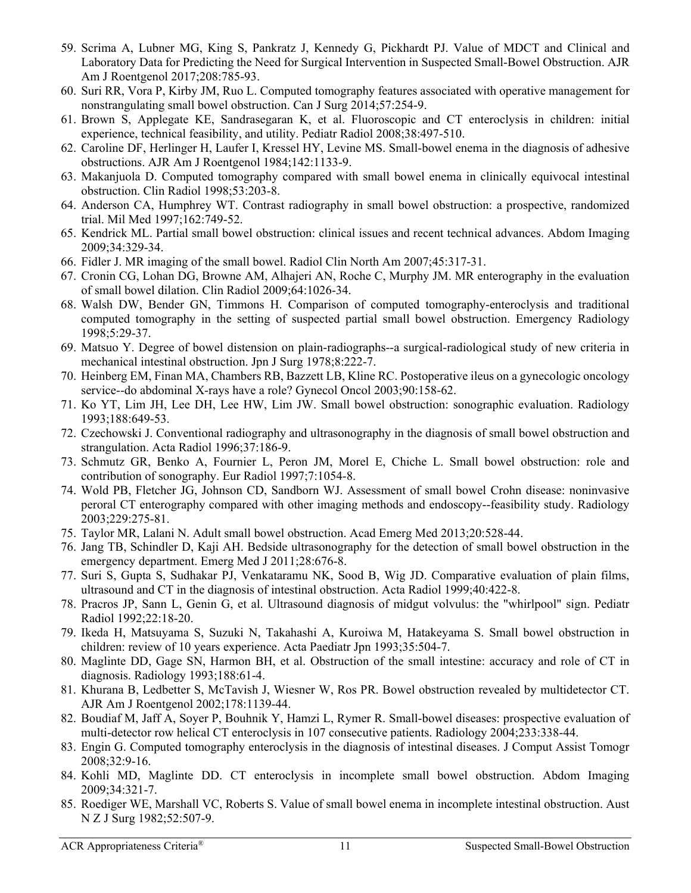59. Scrima A, Lubner MG, King S, Pankratz J, Kennedy G, Pickhardt PJ. Value of MDCT and Clinical and Laboratory Data for Predicting the Need for Surgical Intervention in Suspected Small-Bowel Obstruction. AJR Am J Roentgenol 2017;208:785-93.
60. Suri RR, Vora P, Kirby JM, Ruo L. Computed tomography features associated with operative management for nonstrangulating small bowel obstruction. Can J Surg 2014;57:254-9.
61. Brown S, Applegate KE, Sandrasegaran K, et al. Fluoroscopic and CT enteroclysis in children: initial experience, technical feasibility, and utility. Pediatr Radiol 2008;38:497-510.
62. Caroline DF, Herlinger H, Laufer I, Kressel HY, Levine MS. Small-bowel enema in the diagnosis of adhesive obstructions. AJR Am J Roentgenol 1984;142:1133-9.
63. Makanjuola D. Computed tomography compared with small bowel enema in clinically equivocal intestinal obstruction. Clin Radiol 1998;53:203-8.
64. Anderson CA, Humphrey WT. Contrast radiography in small bowel obstruction: a prospective, randomized trial. Mil Med 1997;162:749-52.
65. Kendrick ML. Partial small bowel obstruction: clinical issues and recent technical advances. Abdom Imaging 2009;34:329-34.
66. Fidler J. MR imaging of the small bowel. Radiol Clin North Am 2007;45:317-31.
67. Cronin CG, Lohan DG, Browne AM, Alhajeri AN, Roche C, Murphy JM. MR enterography in the evaluation of small bowel dilation. Clin Radiol 2009;64:1026-34.
68. Walsh DW, Bender GN, Timmons H. Comparison of computed tomography-enteroclysis and traditional computed tomography in the setting of suspected partial small bowel obstruction. Emergency Radiology 1998;5:29-37.
69. Matsuo Y. Degree of bowel distension on plain-radiographs--a surgical-radiological study of new criteria in mechanical intestinal obstruction. Jpn J Surg 1978;8:222-7.
70. Heinberg EM, Finan MA, Chambers RB, Bazzett LB, Kline RC. Postoperative ileus on a gynecologic oncology service--do abdominal X-rays have a role? Gynecol Oncol 2003;90:158-62.
71. Ko YT, Lim JH, Lee DH, Lee HW, Lim JW. Small bowel obstruction: sonographic evaluation. Radiology 1993;188:649-53.
72. Czechowski J. Conventional radiography and ultrasonography in the diagnosis of small bowel obstruction and strangulation. Acta Radiol 1996;37:186-9.
73. Schmutz GR, Benko A, Fournier L, Peron JM, Morel E, Chiche L. Small bowel obstruction: role and contribution of sonography. Eur Radiol 1997;7:1054-8.
74. Wold PB, Fletcher JG, Johnson CD, Sandborn WJ. Assessment of small bowel Crohn disease: noninvasive peroral CT enterography compared with other imaging methods and endoscopy--feasibility study. Radiology 2003;229:275-81.
75. Taylor MR, Lalani N. Adult small bowel obstruction. Acad Emerg Med 2013;20:528-44.
76. Jang TB, Schindler D, Kaji AH. Bedside ultrasonography for the detection of small bowel obstruction in the emergency department. Emerg Med J 2011;28:676-8.
77. Suri S, Gupta S, Sudhakar PJ, Venkataramu NK, Sood B, Wig JD. Comparative evaluation of plain films, ultrasound and CT in the diagnosis of intestinal obstruction. Acta Radiol 1999;40:422-8.
78. Pracros JP, Sann L, Genin G, et al. Ultrasound diagnosis of midgut volvulus: the "whirlpool" sign. Pediatr Radiol 1992;22:18-20.
79. Ikeda H, Matsuyama S, Suzuki N, Takahashi A, Kuroiwa M, Hatakeyama S. Small bowel obstruction in children: review of 10 years experience. Acta Paediatr Jpn 1993;35:504-7.
80. Maglinte DD, Gage SN, Harmon BH, et al. Obstruction of the small intestine: accuracy and role of CT in diagnosis. Radiology 1993;188:61-4.
81. Khurana B, Ledbetter S, McTavish J, Wiesner W, Ros PR. Bowel obstruction revealed by multidetector CT. AJR Am J Roentgenol 2002;178:1139-44.
82. Boudiaf M, Jaff A, Soyer P, Bouhnik Y, Hamzi L, Rymer R. Small-bowel diseases: prospective evaluation of multi-detector row helical CT enteroclysis in 107 consecutive patients. Radiology 2004;233:338-44.
83. Engin G. Computed tomography enteroclysis in the diagnosis of intestinal diseases. J Comput Assist Tomogr 2008;32:9-16.
84. Kohli MD, Maglinte DD. CT enteroclysis in incomplete small bowel obstruction. Abdom Imaging 2009;34:321-7.
85. Roediger WE, Marshall VC, Roberts S. Value of small bowel enema in incomplete intestinal obstruction. Aust N Z J Surg 1982;52:507-9.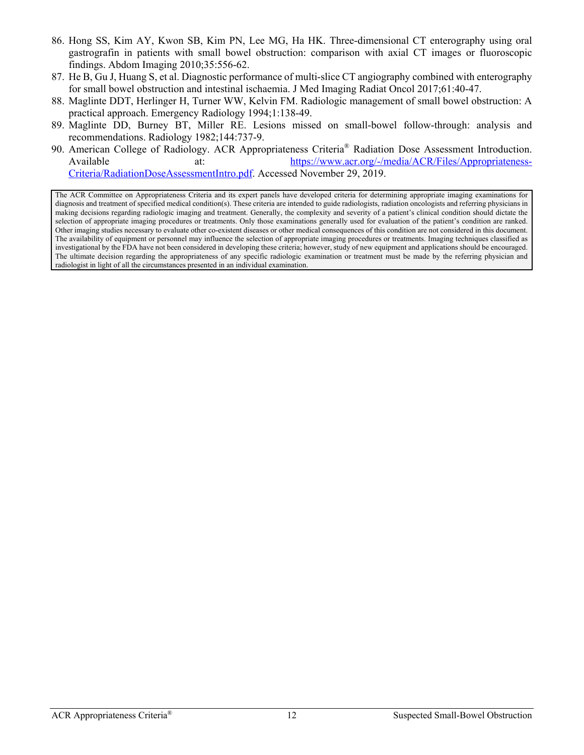86. Hong SS, Kim AY, Kwon SB, Kim PN, Lee MG, Ha HK. Three-dimensional CT enterography using oral gastrografin in patients with small bowel obstruction: comparison with axial CT images or fluoroscopic findings. Abdom Imaging 2010;35:556-62.
87. He B, Gu J, Huang S, et al. Diagnostic performance of multi-slice CT angiography combined with enterography for small bowel obstruction and intestinal ischaemia. J Med Imaging Radiat Oncol 2017;61:40-47.
88. Maglinte DDT, Herlinger H, Turner WW, Kelvin FM. Radiologic management of small bowel obstruction: A practical approach. Emergency Radiology 1994;1:138-49.
89. Maglinte DD, Burney BT, Miller RE. Lesions missed on small-bowel follow-through: analysis and recommendations. Radiology 1982;144:737-9.
90. American College of Radiology. ACR Appropriateness Criteria® Radiation Dose Assessment Introduction. Available at: [https://www.acr.org/-/media/ACR/Files/Appropriateness-Criteria/RadiationDoseAssessmentIntro.pdf](https://www.acr.org/-/media/ACR/Files/Appropriateness-Criteria/RadiationDoseAssessmentIntro.pdf). Accessed November 29, 2019.

The ACR Committee on Appropriateness Criteria and its expert panels have developed criteria for determining appropriate imaging examinations for diagnosis and treatment of specified medical condition(s). These criteria are intended to guide radiologists, radiation oncologists and referring physicians in making decisions regarding radiologic imaging and treatment. Generally, the complexity and severity of a patient's clinical condition should dictate the selection of appropriate imaging procedures or treatments. Only those examinations generally used for evaluation of the patient's condition are ranked. Other imaging studies necessary to evaluate other co-existent diseases or other medical consequences of this condition are not considered in this document. The availability of equipment or personnel may influence the selection of appropriate imaging procedures or treatments. Imaging techniques classified as investigational by the FDA have not been considered in developing these criteria; however, study of new equipment and applications should be encouraged. The ultimate decision regarding the appropriateness of any specific radiologic examination or treatment must be made by the referring physician and radiologist in light of all the circumstances presented in an individual examination.